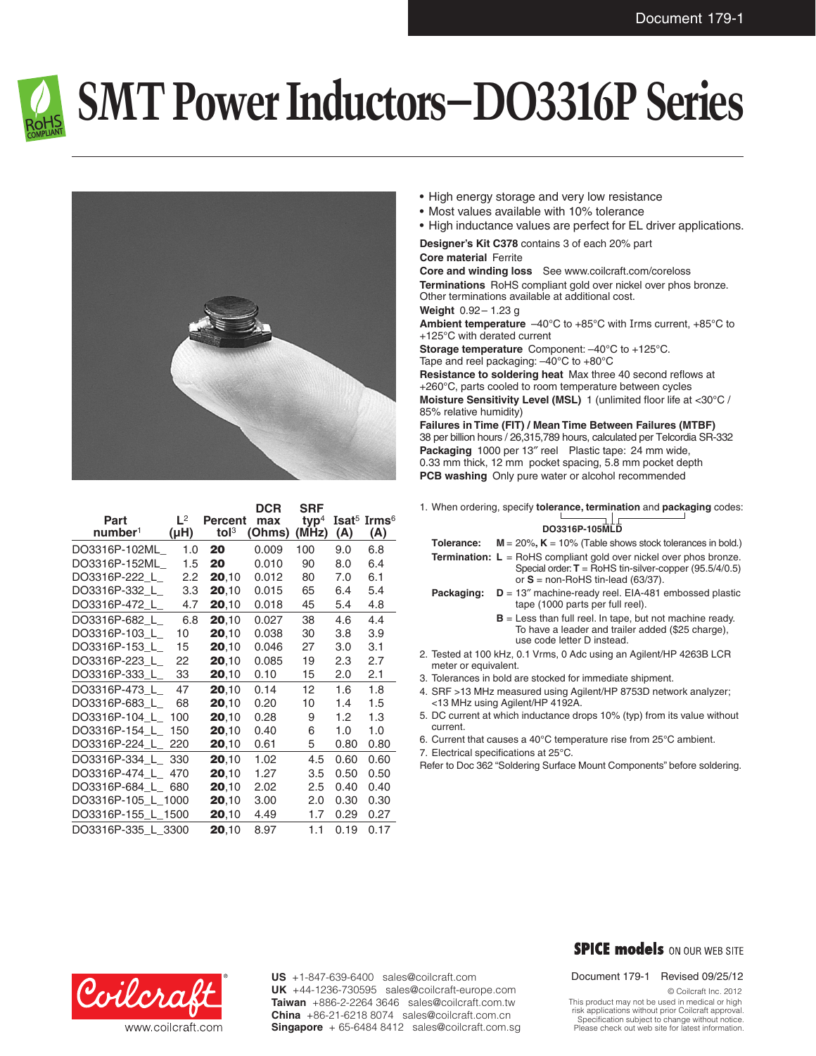# SMT Power Inductors–DO3316P Series

- High energy storage and very low resistance
- Most values available with 10% tolerance
- High inductance values are perfect for EL driver applications.

**Designer's Kit C378** contains 3 of each 20% part

**Core material** Ferrite

**Core and winding loss** See www.coilcraft.com/coreloss

**Terminations** RoHS compliant gold over nickel over phos bronze. Other terminations available at additional cost.

**Weight** 0.92 – 1.23 g

**Ambient temperature** –40°C to +85°C with Irms current, +85°C to +125°C with derated current

**Storage temperature** Component: –40°C to +125°C. Tape and reel packaging: –40°C to +80°C

**Resistance to soldering heat** Max three 40 second reflows at +260°C, parts cooled to room temperature between cycles

**Moisture Sensitivity Level (MSL)** 1 (unlimited floor life at <30°C / 85% relative humidity)

**Failures in Time (FIT) / Mean Time Between Failures (MTBF)** 38 per billion hours / 26,315,789 hours, calculated per Telcordia SR-332

**Packaging** 1000 per 13″ reel Plastic tape: 24 mm wide, 0.33 mm thick, 12 mm pocket spacing, 5.8 mm pocket depth

**PCB washing** Only pure water or alcohol recommended

| Part number[1] | L[2] (µH) | Percent tol[3] | DCR max (Ohms) | SRF typ[4] (MHz) | Isat[5] (A) | Irms[6] (A) |
|---|---|---|---|---|---|---|
| DO3316P-102ML_ | 1.0 | **20** | 0.009 | 100 | 9.0 | 6.8 |
| DO3316P-152ML_ | 1.5 | **20** | 0.010 | 90 | 8.0 | 6.4 |
| DO3316P-222_L_ | 2.2 | **20**,10 | 0.012 | 80 | 7.0 | 6.1 |
| DO3316P-332_L_ | 3.3 | **20**,10 | 0.015 | 65 | 6.4 | 5.4 |
| DO3316P-472_L_ | 4.7 | **20**,10 | 0.018 | 45 | 5.4 | 4.8 |
| DO3316P-682_L_ | 6.8 | **20**,10 | 0.027 | 38 | 4.6 | 4.4 |
| DO3316P-103_L_ | 10 | **20**,10 | 0.038 | 30 | 3.8 | 3.9 |
| DO3316P-153_L_ | 15 | **20**,10 | 0.046 | 27 | 3.0 | 3.1 |
| DO3316P-223_L_ | 22 | **20**,10 | 0.085 | 19 | 2.3 | 2.7 |
| DO3316P-333_L_ | 33 | **20**,10 | 0.10 | 15 | 2.0 | 2.1 |
| DO3316P-473_L_ | 47 | **20**,10 | 0.14 | 12 | 1.6 | 1.8 |
| DO3316P-683_L_ | 68 | **20**,10 | 0.20 | 10 | 1.4 | 1.5 |
| DO3316P-104_L_ | 100 | **20**,10 | 0.28 | 9 | 1.2 | 1.3 |
| DO3316P-154_L_ | 150 | **20**,10 | 0.40 | 6 | 1.0 | 1.0 |
| DO3316P-224_L_ | 220 | **20**,10 | 0.61 | 5 | 0.80 | 0.80 |
| DO3316P-334_L_ | 330 | **20**,10 | 1.02 | 4.5 | 0.60 | 0.60 |
| DO3316P-474_L_ | 470 | **20**,10 | 1.27 | 3.5 | 0.50 | 0.50 |
| DO3316P-684_L_ | 680 | **20**,10 | 2.02 | 2.5 | 0.40 | 0.40 |
| DO3316P-105_L_ | 1000 | **20**,10 | 3.00 | 2.0 | 0.30 | 0.30 |
| DO3316P-155_L_ | 1500 | **20**,10 | 4.49 | 1.7 | 0.29 | 0.27 |
| DO3316P-335_L_ | 3300 | **20**,10 | 8.97 | 1.1 | 0.19 | 0.17 |

1. When ordering, specify **tolerance, termination** and **packaging** codes:

   **DO3316P-105MLD**

   **Tolerance:** **M** = 20%, **K** = 10% (Table shows stock tolerances in bold.)

   **Termination:** **L** = RoHS compliant gold over nickel over phos bronze. Special order: **T** = RoHS tin-silver-copper (95.5/4/0.5) or **S** = non-RoHS tin-lead (63/37).

   **Packaging:** **D** = 13″ machine-ready reel. EIA-481 embossed plastic tape (1000 parts per full reel).

   **B** = Less than full reel. In tape, but not machine ready. To have a leader and trailer added ($25 charge), use code letter D instead.
2. Tested at 100 kHz, 0.1 Vrms, 0 Adc using an Agilent/HP 4263B LCR meter or equivalent.
3. Tolerances in bold are stocked for immediate shipment.
4. SRF >13 MHz measured using Agilent/HP 8753D network analyzer; <13 MHz using Agilent/HP 4192A.
5. DC current at which inductance drops 10% (typ) from its value without current.
6. Current that causes a 40°C temperature rise from 25°C ambient.
7. Electrical specifications at 25°C.

Refer to Doc 362 "Soldering Surface Mount Components" before soldering.

**SPICE models** ON OUR WEB SITE

Document 179-1 Revised 09/25/12

© Coilcraft Inc. 2012

This product may not be used in medical or high risk applications without prior Coilcraft approval. Specification subject to change without notice. Please check out web site for latest information.

www.coilcraft.com

**US** +1-847-639-6400 sales@coilcraft.com
**UK** +44-1236-730595 sales@coilcraft-europe.com
**Taiwan** +886-2-2264 3646 sales@coilcraft.com.tw
**China** +86-21-6218 8074 sales@coilcraft.com.cn
**Singapore** + 65-6484 8412 sales@coilcraft.com.sg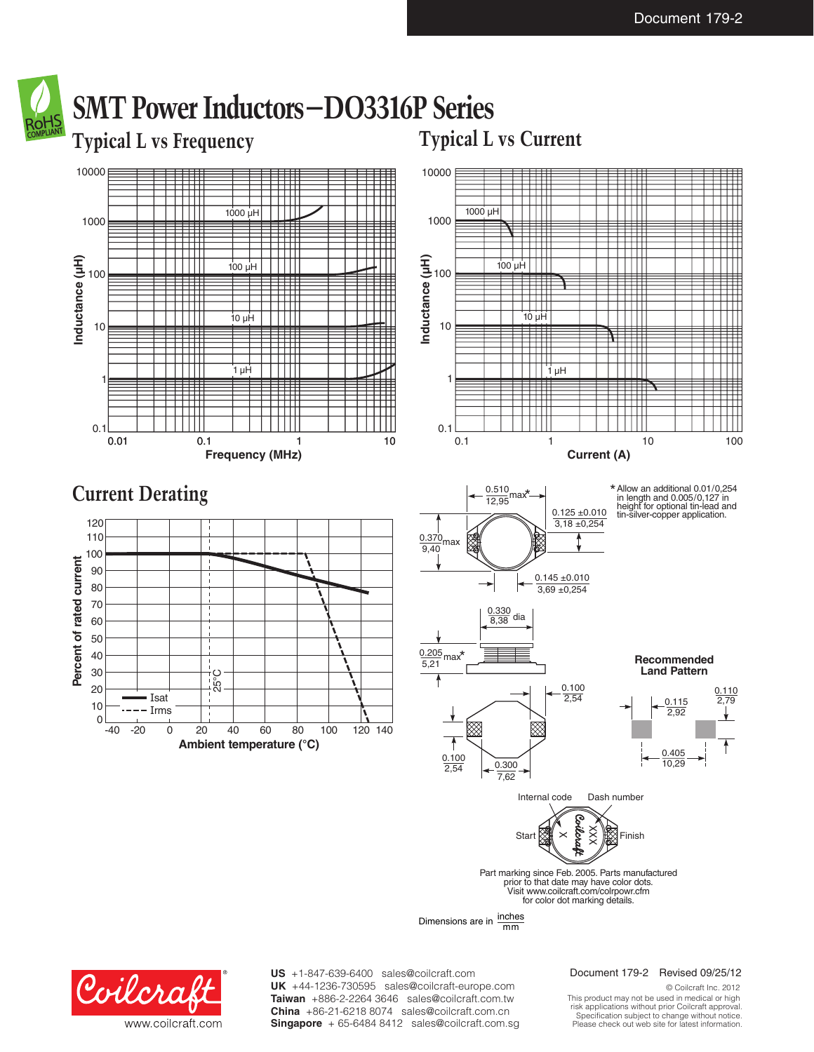# SMT Power Inductors – DO3316P Series

## Typical L vs Frequency

10000
1000
100
10
1
0.1
Inductance (µH)
1000 µH
100 µH
10 µH
1 µH
0.01
0.1
1
10
Frequency (MHz)

## Typical L vs Current

10000
1000
100
10
1
0.1
Inductance (µH)
1000 µH
100 µH
10 µH
1 µH
0.1
1
10
100
Current (A)

## Current Derating

120
110
100
90
80
70
60
50
40
30
20
10
0
Percent of rated current
Isat
Irms
25°C
-40 -20 0 20 40 60 80 100 120 140
Ambient temperature (°C)

0.510 / 12,95 max*

0.125 ±0.010 / 3,18 ±0,254

0.370 / 9,40 max

0.145 ±0.010 / 3,69 ±0,254

* Allow an additional 0.01/0,254 in length and 0.005/0,127 in height for optional tin-lead and tin-silver-copper application.

0.330 / 8,38 dia

0.205 / 5,21 max*

0.100 / 2,54

0.100 / 2,54

0.300 / 7,62

**Recommended Land Pattern**

0.115 / 2,92

0.110 / 2,79

0.405 / 10,29

Internal code

Dash number

Start

Finish

Part marking since Feb. 2005. Parts manufactured prior to that date may have color dots. Visit www.coilcraft.com/colrpowr.cfm for color dot marking details.

Dimensions are in inches / mm

Coilcraft®
www.coilcraft.com

**US** +1-847-639-6400 sales@coilcraft.com
**UK** +44-1236-730595 sales@coilcraft-europe.com
**Taiwan** +886-2-2264 3646 sales@coilcraft.com.tw
**China** +86-21-6218 8074 sales@coilcraft.com.cn
**Singapore** + 65-6484 8412 sales@coilcraft.com.sg

Document 179-2 Revised 09/25/12

© Coilcraft Inc. 2012
This product may not be used in medical or high risk applications without prior Coilcraft approval.
Specification subject to change without notice.
Please check out web site for latest information.